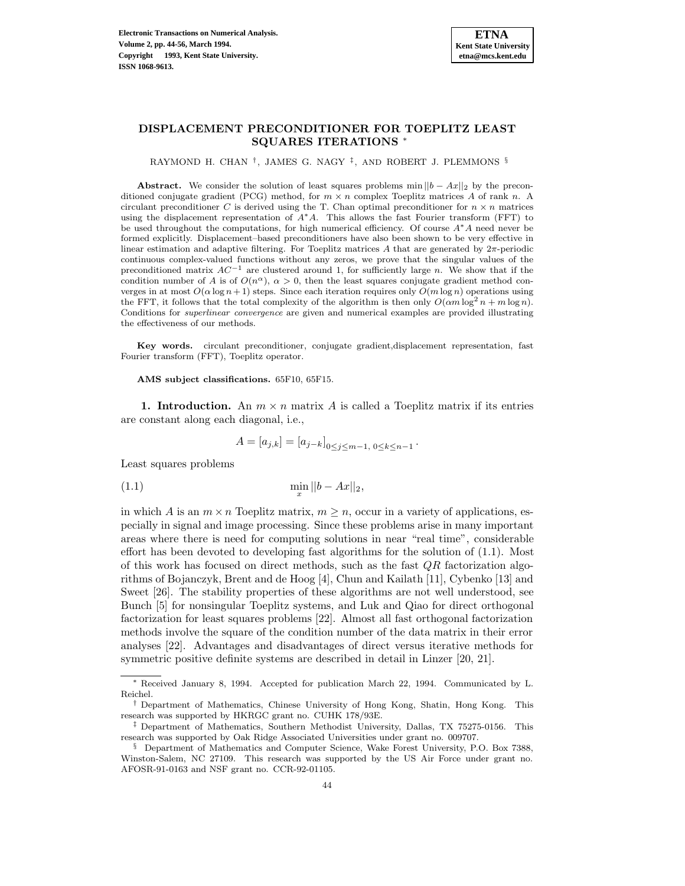# DISPLACEMENT PRECONDITIONER FOR TOEPLITZ LEAST SQUARES ITERATIONS *

RAYMOND H. CHAN †, JAMES G. NAGY ‡, AND ROBERT J. PLEMMONS §

**Abstract.** We consider the solution of least squares problems $\min ||b - Ax||_2$ by the preconditioned conjugate gradient (PCG) method, for $m \times n$ complex Toeplitz matrices $A$ of rank $n$. A circulant preconditioner $C$ is derived using the T. Chan optimal preconditioner for $n \times n$ matrices using the displacement representation of $A^*A$. This allows the fast Fourier transform (FFT) to be used throughout the computations, for high numerical efficiency. Of course $A^*A$ need never be formed explicitly. Displacement–based preconditioners have also been shown to be very effective in linear estimation and adaptive filtering. For Toeplitz matrices $A$ that are generated by $2\pi$-periodic continuous complex-valued functions without any zeros, we prove that the singular values of the preconditioned matrix $AC^{-1}$ are clustered around 1, for sufficiently large $n$. We show that if the condition number of $A$ is of $O(n^\alpha)$, $\alpha > 0$, then the least squares conjugate gradient method converges in at most $O(\alpha \log n + 1)$ steps. Since each iteration requires only $O(m \log n)$ operations using the FFT, it follows that the total complexity of the algorithm is then only $O(\alpha m \log^2 n + m \log n)$. Conditions for *superlinear convergence* are given and numerical examples are provided illustrating the effectiveness of our methods.

**Key words.** circulant preconditioner, conjugate gradient,displacement representation, fast Fourier transform (FFT), Toeplitz operator.

**AMS subject classifications.** 65F10, 65F15.

## 1. Introduction.

An $m \times n$ matrix $A$ is called a Toeplitz matrix if its entries are constant along each diagonal, i.e.,

$$A = [a_{j,k}] = [a_{j-k}]_{0 \le j \le m-1,\, 0 \le k \le n-1}.$$

Least squares problems

$$\min_x ||b - Ax||_2, \tag{1.1}$$

in which $A$ is an $m \times n$ Toeplitz matrix, $m \ge n$, occur in a variety of applications, especially in signal and image processing. Since these problems arise in many important areas where there is need for computing solutions in near "real time", considerable effort has been devoted to developing fast algorithms for the solution of (1.1). Most of this work has focused on direct methods, such as the fast $QR$ factorization algorithms of Bojanczyk, Brent and de Hoog [4], Chun and Kailath [11], Cybenko [13] and Sweet [26]. The stability properties of these algorithms are not well understood, see Bunch [5] for nonsingular Toeplitz systems, and Luk and Qiao for direct orthogonal factorization for least squares problems [22]. Almost all fast orthogonal factorization methods involve the square of the condition number of the data matrix in their error analyses [22]. Advantages and disadvantages of direct versus iterative methods for symmetric positive definite systems are described in detail in Linzer [20, 21].

---

* Received January 8, 1994. Accepted for publication March 22, 1994. Communicated by L. Reichel.

† Department of Mathematics, Chinese University of Hong Kong, Shatin, Hong Kong. This research was supported by HKRGC grant no. CUHK 178/93E.

‡ Department of Mathematics, Southern Methodist University, Dallas, TX 75275-0156. This research was supported by Oak Ridge Associated Universities under grant no. 009707.

§ Department of Mathematics and Computer Science, Wake Forest University, P.O. Box 7388, Winston-Salem, NC 27109. This research was supported by the US Air Force under grant no. AFOSR-91-0163 and NSF grant no. CCR-92-01105.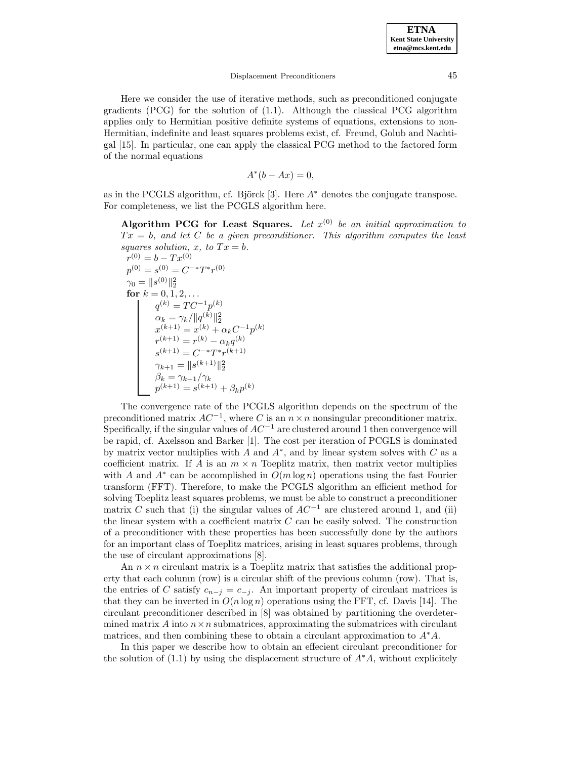Here we consider the use of iterative methods, such as preconditioned conjugate gradients (PCG) for the solution of (1.1). Although the classical PCG algorithm applies only to Hermitian positive definite systems of equations, extensions to non-Hermitian, indefinite and least squares problems exist, cf. Freund, Golub and Nachtigal [15]. In particular, one can apply the classical PCG method to the factored form of the normal equations

$$A^*(b - Ax) = 0,$$

as in the PCGLS algorithm, cf. Björck [3]. Here $A^*$ denotes the conjugate transpose. For completeness, we list the PCGLS algorithm here.

**Algorithm PCG for Least Squares.** *Let $x^{(0)}$ be an initial approximation to $Tx = b$, and let $C$ be a given preconditioner. This algorithm computes the least squares solution, $x$, to $Tx = b$.*

$r^{(0)} = b - Tx^{(0)}$
$p^{(0)} = s^{(0)} = C^{-*}T^*r^{(0)}$
$\gamma_0 = \|s^{(0)}\|_2^2$
**for** $k = 0, 1, 2, \dots$
- $q^{(k)} = TC^{-1}p^{(k)}$
- $\alpha_k = \gamma_k / \|q^{(k)}\|_2^2$
- $x^{(k+1)} = x^{(k)} + \alpha_k C^{-1}p^{(k)}$
- $r^{(k+1)} = r^{(k)} - \alpha_k q^{(k)}$
- $s^{(k+1)} = C^{-*}T^*r^{(k+1)}$
- $\gamma_{k+1} = \|s^{(k+1)}\|_2^2$
- $\beta_k = \gamma_{k+1}/\gamma_k$
- $p^{(k+1)} = s^{(k+1)} + \beta_k p^{(k)}$

The convergence rate of the PCGLS algorithm depends on the spectrum of the preconditioned matrix $AC^{-1}$, where $C$ is an $n \times n$ nonsingular preconditioner matrix. Specifically, if the singular values of $AC^{-1}$ are clustered around 1 then convergence will be rapid, cf. Axelsson and Barker [1]. The cost per iteration of PCGLS is dominated by matrix vector multiplies with $A$ and $A^*$, and by linear system solves with $C$ as a coefficient matrix. If $A$ is an $m \times n$ Toeplitz matrix, then matrix vector multiplies with $A$ and $A^*$ can be accomplished in $O(m \log n)$ operations using the fast Fourier transform (FFT). Therefore, to make the PCGLS algorithm an efficient method for solving Toeplitz least squares problems, we must be able to construct a preconditioner matrix $C$ such that (i) the singular values of $AC^{-1}$ are clustered around 1, and (ii) the linear system with a coefficient matrix $C$ can be easily solved. The construction of a preconditioner with these properties has been successfully done by the authors for an important class of Toeplitz matrices, arising in least squares problems, through the use of circulant approximations [8].

An $n \times n$ circulant matrix is a Toeplitz matrix that satisfies the additional property that each column (row) is a circular shift of the previous column (row). That is, the entries of $C$ satisfy $c_{n-j} = c_{-j}$. An important property of circulant matrices is that they can be inverted in $O(n \log n)$ operations using the FFT, cf. Davis [14]. The circulant preconditioner described in [8] was obtained by partitioning the overdetermined matrix $A$ into $n \times n$ submatrices, approximating the submatrices with circulant matrices, and then combining these to obtain a circulant approximation to $A^*A$.

In this paper we describe how to obtain an effecient circulant preconditioner for the solution of (1.1) by using the displacement structure of $A^*A$, without explicitely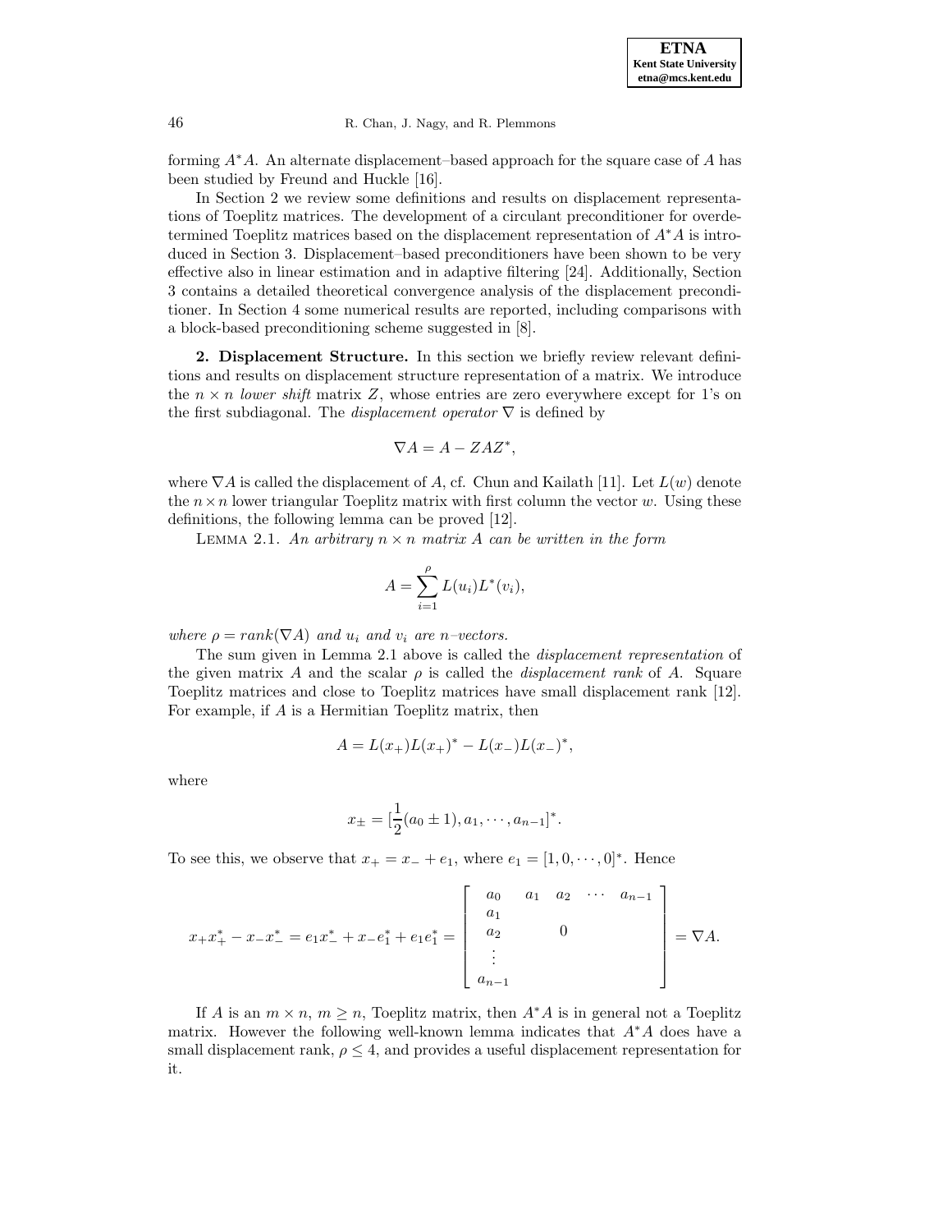forming $A^*A$. An alternate displacement–based approach for the square case of $A$ has been studied by Freund and Huckle [16].

In Section 2 we review some definitions and results on displacement representations of Toeplitz matrices. The development of a circulant preconditioner for overdetermined Toeplitz matrices based on the displacement representation of $A^*A$ is introduced in Section 3. Displacement–based preconditioners have been shown to be very effective also in linear estimation and in adaptive filtering [24]. Additionally, Section 3 contains a detailed theoretical convergence analysis of the displacement preconditioner. In Section 4 some numerical results are reported, including comparisons with a block-based preconditioning scheme suggested in [8].

**2. Displacement Structure.** In this section we briefly review relevant definitions and results on displacement structure representation of a matrix. We introduce the $n \times n$ *lower shift* matrix $Z$, whose entries are zero everywhere except for 1's on the first subdiagonal. The *displacement operator* $\nabla$ is defined by

$$\nabla A = A - ZAZ^*,$$

where $\nabla A$ is called the displacement of $A$, cf. Chun and Kailath [11]. Let $L(w)$ denote the $n \times n$ lower triangular Toeplitz matrix with first column the vector $w$. Using these definitions, the following lemma can be proved [12].

Lemma 2.1. *An arbitrary $n \times n$ matrix $A$ can be written in the form*

$$A = \sum_{i=1}^{\rho} L(u_i) L^*(v_i),$$

*where $\rho = rank(\nabla A)$ and $u_i$ and $v_i$ are $n$–vectors.*

The sum given in Lemma 2.1 above is called the *displacement representation* of the given matrix $A$ and the scalar $\rho$ is called the *displacement rank* of $A$. Square Toeplitz matrices and close to Toeplitz matrices have small displacement rank [12]. For example, if $A$ is a Hermitian Toeplitz matrix, then

$$A = L(x_+)L(x_+)^* - L(x_-)L(x_-)^*,$$

where

$$x_\pm = [\frac{1}{2}(a_0 \pm 1), a_1, \cdots, a_{n-1}]^*.$$

To see this, we observe that $x_+ = x_- + e_1$, where $e_1 = [1, 0, \cdots, 0]^*$. Hence

$$x_+x_+^* - x_-x_-^* = e_1x_-^* + x_-e_1^* + e_1e_1^* = \begin{bmatrix} a_0 & a_1 & a_2 & \cdots & a_{n-1} \\ a_1 & & & & \\ a_2 & & 0 & & \\ \vdots & & & & \\ a_{n-1} & & & & \end{bmatrix} = \nabla A.$$

If $A$ is an $m \times n$, $m \geq n$, Toeplitz matrix, then $A^*A$ is in general not a Toeplitz matrix. However the following well-known lemma indicates that $A^*A$ does have a small displacement rank, $\rho \leq 4$, and provides a useful displacement representation for it.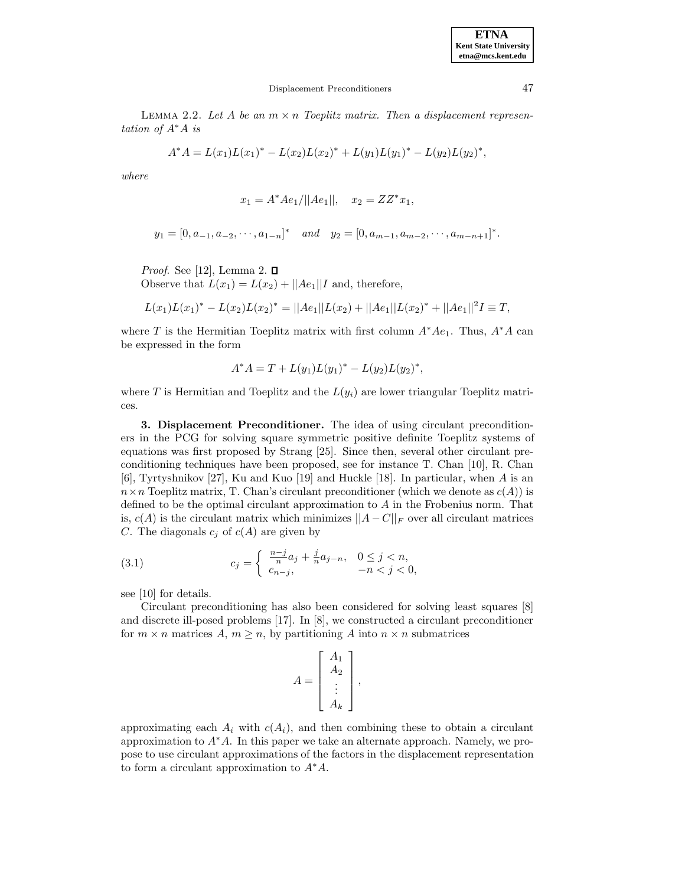LEMMA 2.2. *Let $A$ be an $m \times n$ Toeplitz matrix. Then a displacement representation of $A^*A$ is*

$$A^*A = L(x_1)L(x_1)^* - L(x_2)L(x_2)^* + L(y_1)L(y_1)^* - L(y_2)L(y_2)^*,$$

*where*

$$x_1 = A^*Ae_1/||Ae_1||, \quad x_2 = ZZ^*x_1,$$

$$y_1 = [0, a_{-1}, a_{-2}, \cdots, a_{1-n}]^* \quad \textit{and} \quad y_2 = [0, a_{m-1}, a_{m-2}, \cdots, a_{m-n+1}]^*.$$

*Proof.* See [12], Lemma 2. □

Observe that $L(x_1) = L(x_2) + ||Ae_1||I$ and, therefore,

$$L(x_1)L(x_1)^* - L(x_2)L(x_2)^* = ||Ae_1||L(x_2) + ||Ae_1||L(x_2)^* + ||Ae_1||^2 I \equiv T,$$

where $T$ is the Hermitian Toeplitz matrix with first column $A^*Ae_1$. Thus, $A^*A$ can be expressed in the form

$$A^*A = T + L(y_1)L(y_1)^* - L(y_2)L(y_2)^*,$$

where $T$ is Hermitian and Toeplitz and the $L(y_i)$ are lower triangular Toeplitz matrices.

**3. Displacement Preconditioner.** The idea of using circulant preconditioners in the PCG for solving square symmetric positive definite Toeplitz systems of equations was first proposed by Strang [25]. Since then, several other circulant preconditioning techniques have been proposed, see for instance T. Chan [10], R. Chan [6], Tyrtyshnikov [27], Ku and Kuo [19] and Huckle [18]. In particular, when $A$ is an $n \times n$ Toeplitz matrix, T. Chan's circulant preconditioner (which we denote as $c(A)$) is defined to be the optimal circulant approximation to $A$ in the Frobenius norm. That is, $c(A)$ is the circulant matrix which minimizes $||A - C||_F$ over all circulant matrices $C$. The diagonals $c_j$ of $c(A)$ are given by

$$c_j = \begin{cases} \frac{n-j}{n} a_j + \frac{j}{n} a_{j-n}, & 0 \le j < n, \\ c_{n-j}, & -n < j < 0, \end{cases} \tag{3.1}$$

see [10] for details.

Circulant preconditioning has also been considered for solving least squares [8] and discrete ill-posed problems [17]. In [8], we constructed a circulant preconditioner for $m \times n$ matrices $A$, $m \ge n$, by partitioning $A$ into $n \times n$ submatrices

$$A = \begin{bmatrix} A_1 \\ A_2 \\ \vdots \\ A_k \end{bmatrix},$$

approximating each $A_i$ with $c(A_i)$, and then combining these to obtain a circulant approximation to $A^*A$. In this paper we take an alternate approach. Namely, we propose to use circulant approximations of the factors in the displacement representation to form a circulant approximation to $A^*A$.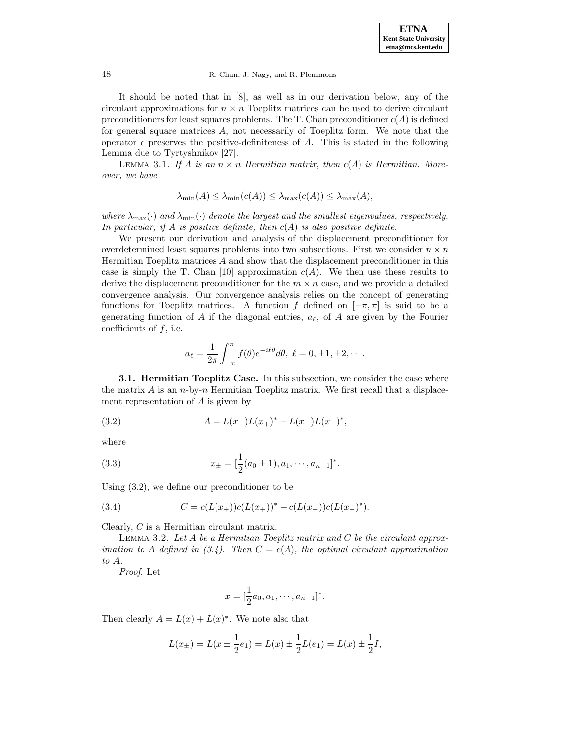It should be noted that in [8], as well as in our derivation below, any of the circulant approximations for $n \times n$ Toeplitz matrices can be used to derive circulant preconditioners for least squares problems. The T. Chan preconditioner $c(A)$ is defined for general square matrices $A$, not necessarily of Toeplitz form. We note that the operator $c$ preserves the positive-definiteness of $A$. This is stated in the following Lemma due to Tyrtyshnikov [27].

LEMMA 3.1. *If $A$ is an $n \times n$ Hermitian matrix, then $c(A)$ is Hermitian. Moreover, we have*

$$\lambda_{\min}(A) \leq \lambda_{\min}(c(A)) \leq \lambda_{\max}(c(A)) \leq \lambda_{\max}(A),$$

*where $\lambda_{\max}(\cdot)$ and $\lambda_{\min}(\cdot)$ denote the largest and the smallest eigenvalues, respectively. In particular, if $A$ is positive definite, then $c(A)$ is also positive definite.*

We present our derivation and analysis of the displacement preconditioner for overdetermined least squares problems into two subsections. First we consider $n \times n$ Hermitian Toeplitz matrices $A$ and show that the displacement preconditioner in this case is simply the T. Chan [10] approximation $c(A)$. We then use these results to derive the displacement preconditioner for the $m \times n$ case, and we provide a detailed convergence analysis. Our convergence analysis relies on the concept of generating functions for Toeplitz matrices. A function $f$ defined on $[-\pi, \pi]$ is said to be a generating function of $A$ if the diagonal entries, $a_\ell$, of $A$ are given by the Fourier coefficients of $f$, i.e.

$$a_\ell = \frac{1}{2\pi} \int_{-\pi}^{\pi} f(\theta) e^{-i\ell\theta} d\theta, \ \ell = 0, \pm 1, \pm 2, \cdots.$$

### 3.1. Hermitian Toeplitz Case.

In this subsection, we consider the case where the matrix $A$ is an $n$-by-$n$ Hermitian Toeplitz matrix. We first recall that a displacement representation of $A$ is given by

$$A = L(x_+)L(x_+)^* - L(x_-)L(x_-)^*, \tag{3.2}$$

where

$$x_\pm = [\frac{1}{2}(a_0 \pm 1), a_1, \cdots, a_{n-1}]^*. \tag{3.3}$$

Using (3.2), we define our preconditioner to be

$$C = c(L(x_+))c(L(x_+))^* - c(L(x_-))c(L(x_-)^*). \tag{3.4}$$

Clearly, $C$ is a Hermitian circulant matrix.

LEMMA 3.2. *Let $A$ be a Hermitian Toeplitz matrix and $C$ be the circulant approximation to $A$ defined in (3.4). Then $C = c(A)$, the optimal circulant approximation to $A$.*

*Proof*. Let

$$x = [\frac{1}{2}a_0, a_1, \cdots, a_{n-1}]^*.$$

Then clearly $A = L(x) + L(x)^*$. We note also that

$$L(x_\pm) = L(x \pm \frac{1}{2}e_1) = L(x) \pm \frac{1}{2}L(e_1) = L(x) \pm \frac{1}{2}I,$$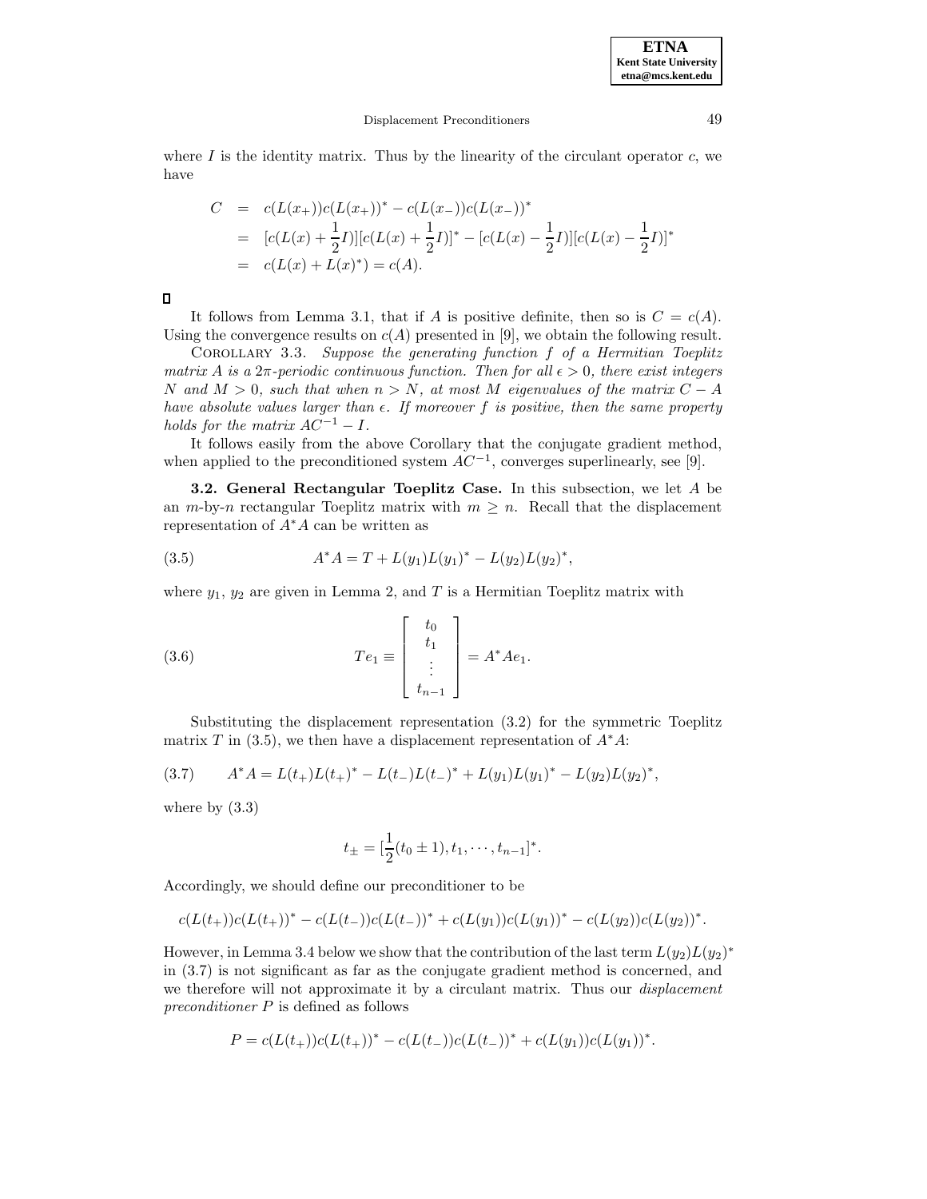where $I$ is the identity matrix. Thus by the linearity of the circulant operator $c$, we have

$$
\begin{aligned}
C &= c(L(x_+))c(L(x_+))^* - c(L(x_-))c(L(x_-))^* \\
&= [c(L(x) + \frac{1}{2}I)][c(L(x) + \frac{1}{2}I)]^* - [c(L(x) - \frac{1}{2}I)][c(L(x) - \frac{1}{2}I)]^* \\
&= c(L(x) + L(x)^*) = c(A).
\end{aligned}
$$

□

It follows from Lemma 3.1, that if $A$ is positive definite, then so is $C = c(A)$. Using the convergence results on $c(A)$ presented in [9], we obtain the following result.

COROLLARY 3.3. *Suppose the generating function $f$ of a Hermitian Toeplitz matrix $A$ is a $2\pi$-periodic continuous function. Then for all $\epsilon > 0$, there exist integers $N$ and $M > 0$, such that when $n > N$, at most $M$ eigenvalues of the matrix $C - A$ have absolute values larger than $\epsilon$. If moreover $f$ is positive, then the same property holds for the matrix $AC^{-1} - I$.*

It follows easily from the above Corollary that the conjugate gradient method, when applied to the preconditioned system $AC^{-1}$, converges superlinearly, see [9].

**3.2. General Rectangular Toeplitz Case.** In this subsection, we let $A$ be an $m$-by-$n$ rectangular Toeplitz matrix with $m \geq n$. Recall that the displacement representation of $A^*A$ can be written as

$$
A^*A = T + L(y_1)L(y_1)^* - L(y_2)L(y_2)^*, \tag{3.5}
$$

where $y_1$, $y_2$ are given in Lemma 2, and $T$ is a Hermitian Toeplitz matrix with

$$
Te_1 \equiv \begin{bmatrix} t_0 \\ t_1 \\ \vdots \\ t_{n-1} \end{bmatrix} = A^*Ae_1. \tag{3.6}
$$

Substituting the displacement representation (3.2) for the symmetric Toeplitz matrix $T$ in (3.5), we then have a displacement representation of $A^*A$:

$$
A^*A = L(t_+)L(t_+)^* - L(t_-)L(t_-)^* + L(y_1)L(y_1)^* - L(y_2)L(y_2)^*, \tag{3.7}
$$

where by (3.3)

$$
t_\pm = [\frac{1}{2}(t_0 \pm 1), t_1, \cdots, t_{n-1}]^*.
$$

Accordingly, we should define our preconditioner to be

$$
c(L(t_+))c(L(t_+))^* - c(L(t_-))c(L(t_-))^* + c(L(y_1))c(L(y_1))^* - c(L(y_2))c(L(y_2))^*.
$$

However, in Lemma 3.4 below we show that the contribution of the last term $L(y_2)L(y_2)^*$ in (3.7) is not significant as far as the conjugate gradient method is concerned, and we therefore will not approximate it by a circulant matrix. Thus our *displacement preconditioner* $P$ is defined as follows

$$
P = c(L(t_+))c(L(t_+))^* - c(L(t_-))c(L(t_-))^* + c(L(y_1))c(L(y_1))^*.
$$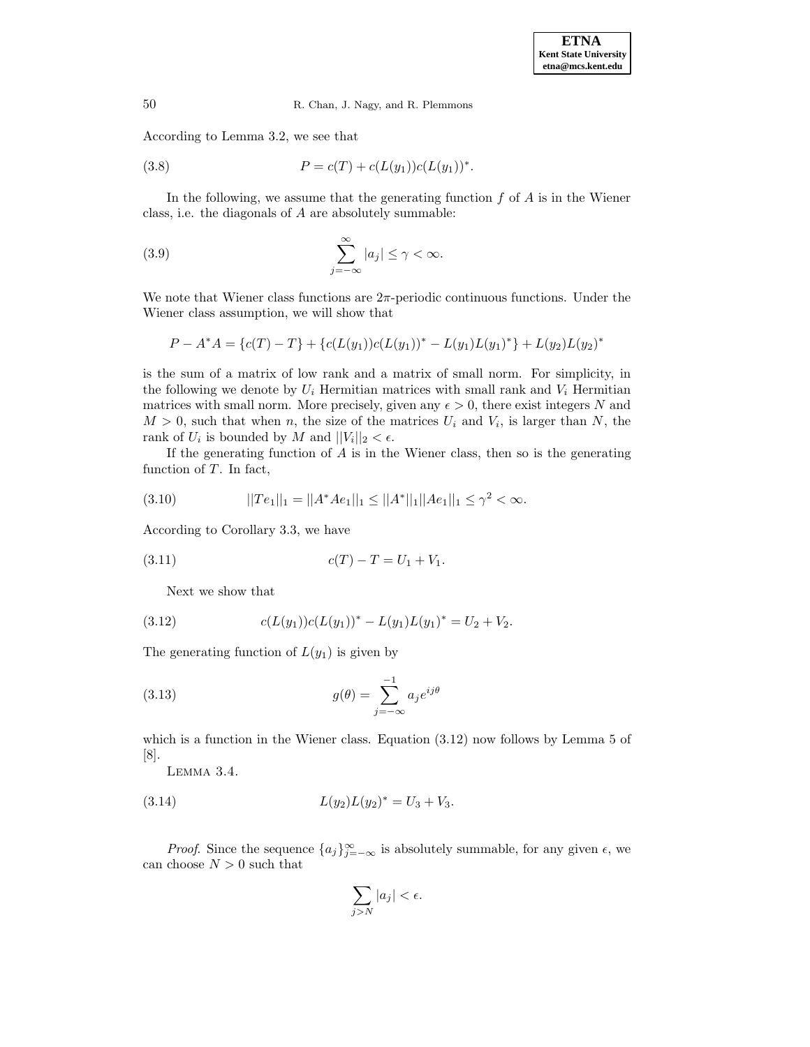According to Lemma 3.2, we see that

$$P = c(T) + c(L(y_1))c(L(y_1))^*. \tag{3.8}$$

In the following, we assume that the generating function $f$ of $A$ is in the Wiener class, i.e. the diagonals of $A$ are absolutely summable:

$$\sum_{j=-\infty}^{\infty} |a_j| \le \gamma < \infty. \tag{3.9}$$

We note that Wiener class functions are $2\pi$-periodic continuous functions. Under the Wiener class assumption, we will show that

$$P - A^*A = \{c(T) - T\} + \{c(L(y_1))c(L(y_1))^* - L(y_1)L(y_1)^*\} + L(y_2)L(y_2)^*$$

is the sum of a matrix of low rank and a matrix of small norm. For simplicity, in the following we denote by $U_i$ Hermitian matrices with small rank and $V_i$ Hermitian matrices with small norm. More precisely, given any $\epsilon > 0$, there exist integers $N$ and $M > 0$, such that when $n$, the size of the matrices $U_i$ and $V_i$, is larger than $N$, the rank of $U_i$ is bounded by $M$ and $||V_i||_2 < \epsilon$.

If the generating function of $A$ is in the Wiener class, then so is the generating function of $T$. In fact,

$$||Te_1||_1 = ||A^*Ae_1||_1 \le ||A^*||_1||Ae_1||_1 \le \gamma^2 < \infty. \tag{3.10}$$

According to Corollary 3.3, we have

$$c(T) - T = U_1 + V_1. \tag{3.11}$$

Next we show that

$$c(L(y_1))c(L(y_1))^* - L(y_1)L(y_1)^* = U_2 + V_2. \tag{3.12}$$

The generating function of $L(y_1)$ is given by

$$g(\theta) = \sum_{j=-\infty}^{-1} a_j e^{ij\theta} \tag{3.13}$$

which is a function in the Wiener class. Equation (3.12) now follows by Lemma 5 of [8].

LEMMA 3.4.

$$L(y_2)L(y_2)^* = U_3 + V_3. \tag{3.14}$$

*Proof.* Since the sequence $\{a_j\}_{j=-\infty}^{\infty}$ is absolutely summable, for any given $\epsilon$, we can choose $N > 0$ such that

$$\sum_{j>N} |a_j| < \epsilon.$$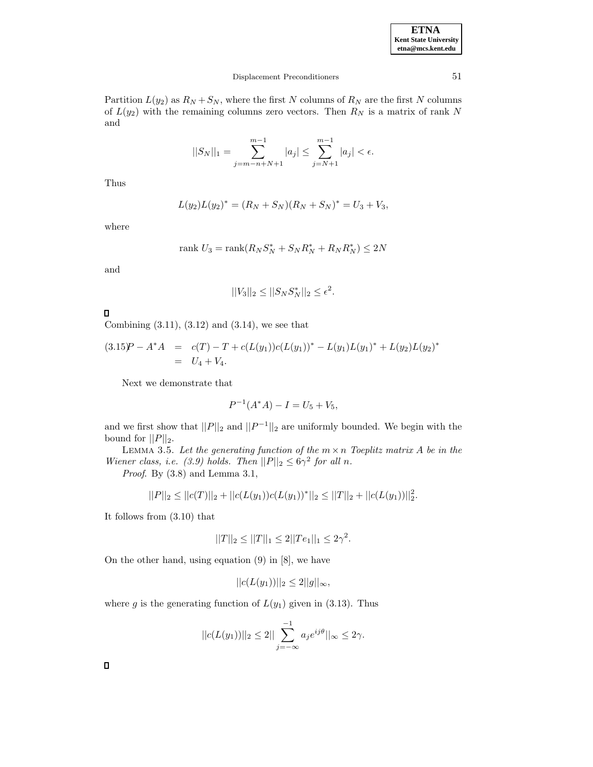Partition $L(y_2)$ as $R_N + S_N$, where the first $N$ columns of $R_N$ are the first $N$ columns of $L(y_2)$ with the remaining columns zero vectors. Then $R_N$ is a matrix of rank $N$ and

$$||S_N||_1 = \sum_{j=m-n+N+1}^{m-1} |a_j| \leq \sum_{j=N+1}^{m-1} |a_j| < \epsilon.$$

Thus

$$L(y_2)L(y_2)^* = (R_N + S_N)(R_N + S_N)^* = U_3 + V_3,$$

where

$$\text{rank } U_3 = \text{rank}(R_N S_N^* + S_N R_N^* + R_N R_N^*) \leq 2N$$

and

$$||V_3||_2 \leq ||S_N S_N^*||_2 \leq \epsilon^2.$$

□

Combining (3.11), (3.12) and (3.14), we see that

$$\begin{aligned} P - A^*A &= c(T) - T + c(L(y_1))c(L(y_1))^* - L(y_1)L(y_1)^* + L(y_2)L(y_2)^* \\ &= U_4 + V_4. \end{aligned} \tag{3.15}$$

Next we demonstrate that

$$P^{-1}(A^*A) - I = U_5 + V_5,$$

and we first show that $||P||_2$ and $||P^{-1}||_2$ are uniformly bounded. We begin with the bound for $||P||_2$.

Lemma 3.5. *Let the generating function of the $m \times n$ Toeplitz matrix $A$ be in the Wiener class, i.e. (3.9) holds. Then $||P||_2 \leq 6\gamma^2$ for all $n$.*

*Proof.* By (3.8) and Lemma 3.1,

$$||P||_2 \leq ||c(T)||_2 + ||c(L(y_1))c(L(y_1))^*||_2 \leq ||T||_2 + ||c(L(y_1))||_2^2.$$

It follows from (3.10) that

$$||T||_2 \leq ||T||_1 \leq 2||Te_1||_1 \leq 2\gamma^2.$$

On the other hand, using equation (9) in [8], we have

$$||c(L(y_1))||_2 \leq 2||g||_\infty,$$

where $g$ is the generating function of $L(y_1)$ given in (3.13). Thus

$$||c(L(y_1))||_2 \leq 2|| \sum_{j=-\infty}^{-1} a_j e^{ij\theta} ||_\infty \leq 2\gamma.$$

□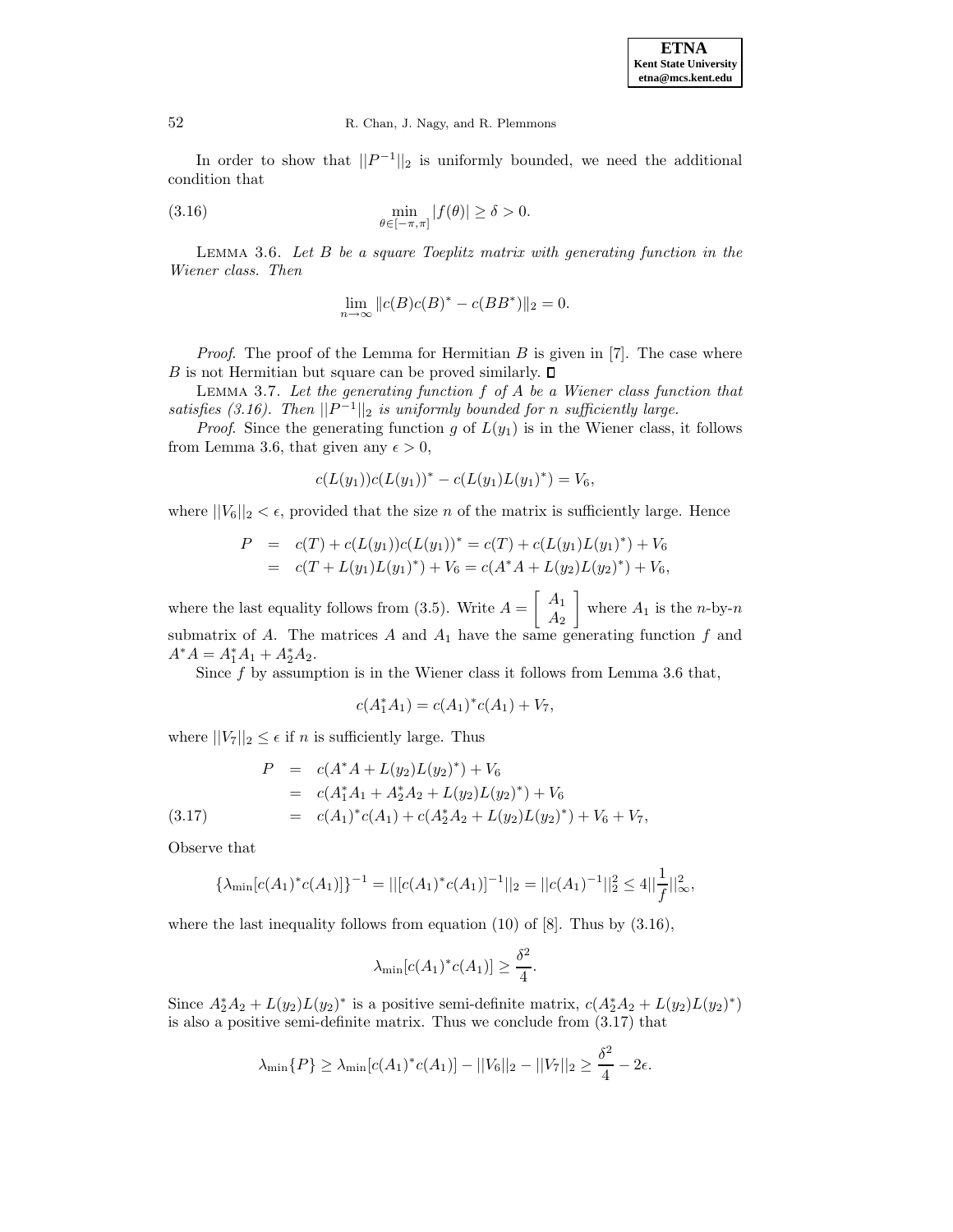In order to show that $||P^{-1}||_2$ is uniformly bounded, we need the additional condition that

$$\min_{\theta \in [-\pi,\pi]} |f(\theta)| \geq \delta > 0. \tag{3.16}$$

LEMMA 3.6. *Let $B$ be a square Toeplitz matrix with generating function in the Wiener class. Then*

$$\lim_{n\to\infty} \|c(B)c(B)^* - c(BB^*)\|_2 = 0.$$

*Proof*. The proof of the Lemma for Hermitian $B$ is given in [7]. The case where $B$ is not Hermitian but square can be proved similarly. ◻

LEMMA 3.7. *Let the generating function $f$ of $A$ be a Wiener class function that satisfies (3.16). Then $||P^{-1}||_2$ is uniformly bounded for $n$ sufficiently large.*

*Proof*. Since the generating function $g$ of $L(y_1)$ is in the Wiener class, it follows from Lemma 3.6, that given any $\epsilon > 0$,

$$c(L(y_1))c(L(y_1))^* - c(L(y_1)L(y_1)^*) = V_6,$$

where $||V_6||_2 < \epsilon$, provided that the size $n$ of the matrix is sufficiently large. Hence

$$\begin{aligned} P &= c(T) + c(L(y_1))c(L(y_1))^* = c(T) + c(L(y_1)L(y_1)^*) + V_6 \\ &= c(T + L(y_1)L(y_1)^*) + V_6 = c(A^*A + L(y_2)L(y_2)^*) + V_6, \end{aligned}$$

where the last equality follows from (3.5). Write $A = \begin{bmatrix} A_1 \\ A_2 \end{bmatrix}$ where $A_1$ is the $n$-by-$n$ submatrix of $A$. The matrices $A$ and $A_1$ have the same generating function $f$ and $A^*A = A_1^*A_1 + A_2^*A_2$.

Since $f$ by assumption is in the Wiener class it follows from Lemma 3.6 that,

$$c(A_1^*A_1) = c(A_1)^*c(A_1) + V_7,$$

where $||V_7||_2 \leq \epsilon$ if $n$ is sufficiently large. Thus

$$\begin{aligned} P &= c(A^*A + L(y_2)L(y_2)^*) + V_6 \\ &= c(A_1^*A_1 + A_2^*A_2 + L(y_2)L(y_2)^*) + V_6 \\ &= c(A_1)^*c(A_1) + c(A_2^*A_2 + L(y_2)L(y_2)^*) + V_6 + V_7, \end{aligned} \tag{3.17}$$

Observe that

$$\{\lambda_{\min}[c(A_1)^*c(A_1)]\}^{-1} = ||[c(A_1)^*c(A_1)]^{-1}||_2 = ||c(A_1)^{-1}||_2^2 \leq 4||\frac{1}{f}||_\infty^2,$$

where the last inequality follows from equation (10) of [8]. Thus by (3.16),

$$\lambda_{\min}[c(A_1)^*c(A_1)] \geq \frac{\delta^2}{4}.$$

Since $A_2^*A_2 + L(y_2)L(y_2)^*$ is a positive semi-definite matrix, $c(A_2^*A_2 + L(y_2)L(y_2)^*)$ is also a positive semi-definite matrix. Thus we conclude from (3.17) that

$$\lambda_{\min}\{P\} \geq \lambda_{\min}[c(A_1)^*c(A_1)] - ||V_6||_2 - ||V_7||_2 \geq \frac{\delta^2}{4} - 2\epsilon.$$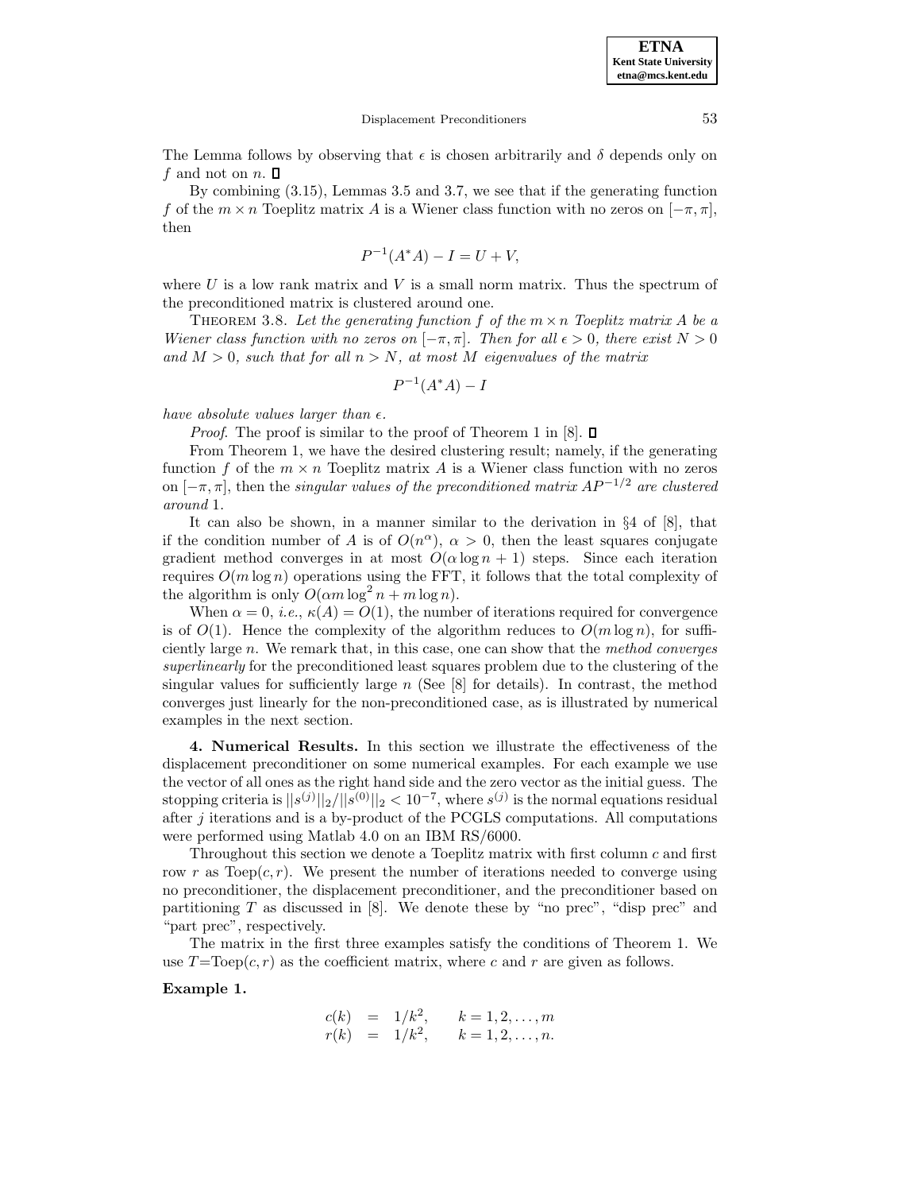The Lemma follows by observing that $\epsilon$ is chosen arbitrarily and $\delta$ depends only on $f$ and not on $n$. □

By combining (3.15), Lemmas 3.5 and 3.7, we see that if the generating function $f$ of the $m \times n$ Toeplitz matrix $A$ is a Wiener class function with no zeros on $[-\pi, \pi]$, then

$$P^{-1}(A^*A) - I = U + V,$$

where $U$ is a low rank matrix and $V$ is a small norm matrix. Thus the spectrum of the preconditioned matrix is clustered around one.

Theorem 3.8. *Let the generating function $f$ of the $m \times n$ Toeplitz matrix $A$ be a Wiener class function with no zeros on $[-\pi, \pi]$. Then for all $\epsilon > 0$, there exist $N > 0$ and $M > 0$, such that for all $n > N$, at most $M$ eigenvalues of the matrix*

$$P^{-1}(A^*A) - I$$

*have absolute values larger than $\epsilon$.*

*Proof*. The proof is similar to the proof of Theorem 1 in [8]. □

From Theorem 1, we have the desired clustering result; namely, if the generating function $f$ of the $m \times n$ Toeplitz matrix $A$ is a Wiener class function with no zeros on $[-\pi, \pi]$, then the *singular values of the preconditioned matrix $AP^{-1/2}$ are clustered around* 1.

It can also be shown, in a manner similar to the derivation in §4 of [8], that if the condition number of $A$ is of $O(n^\alpha)$, $\alpha > 0$, then the least squares conjugate gradient method converges in at most $O(\alpha \log n + 1)$ steps. Since each iteration requires $O(m \log n)$ operations using the FFT, it follows that the total complexity of the algorithm is only $O(\alpha m \log^2 n + m \log n)$.

When $\alpha = 0$, *i.e.*, $\kappa(A) = O(1)$, the number of iterations required for convergence is of $O(1)$. Hence the complexity of the algorithm reduces to $O(m \log n)$, for sufficiently large $n$. We remark that, in this case, one can show that the *method converges superlinearly* for the preconditioned least squares problem due to the clustering of the singular values for sufficiently large $n$ (See [8] for details). In contrast, the method converges just linearly for the non-preconditioned case, as is illustrated by numerical examples in the next section.

## 4. Numerical Results.

In this section we illustrate the effectiveness of the displacement preconditioner on some numerical examples. For each example we use the vector of all ones as the right hand side and the zero vector as the initial guess. The stopping criteria is $||s^{(j)}||_2/||s^{(0)}||_2 < 10^{-7}$, where $s^{(j)}$ is the normal equations residual after $j$ iterations and is a by-product of the PCGLS computations. All computations were performed using Matlab 4.0 on an IBM RS/6000.

Throughout this section we denote a Toeplitz matrix with first column $c$ and first row $r$ as Toep$(c, r)$. We present the number of iterations needed to converge using no preconditioner, the displacement preconditioner, and the preconditioner based on partitioning $T$ as discussed in [8]. We denote these by "no prec", "disp prec" and "part prec", respectively.

The matrix in the first three examples satisfy the conditions of Theorem 1. We use $T$=Toep$(c, r)$ as the coefficient matrix, where $c$ and $r$ are given as follows.

**Example 1.**

$$\begin{aligned} c(k) &= 1/k^2, \qquad k = 1, 2, \ldots, m \\ r(k) &= 1/k^2, \qquad k = 1, 2, \ldots, n. \end{aligned}$$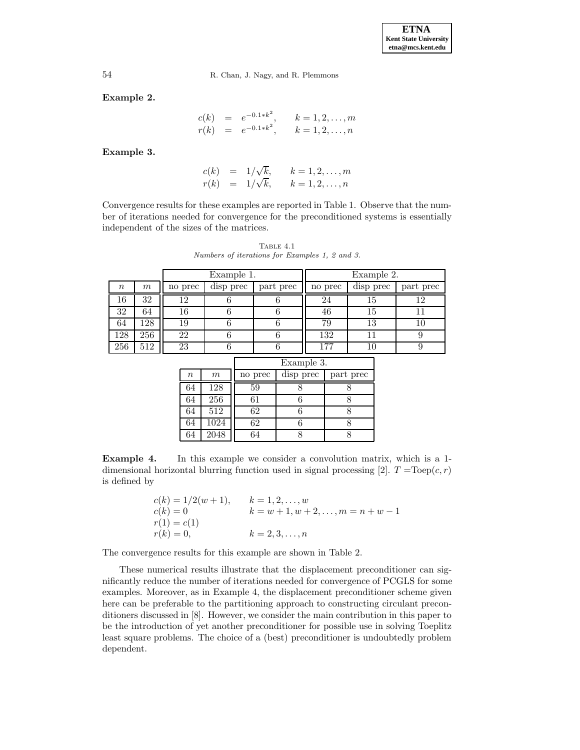**Example 2.**

$$
\begin{array}{rcll}
c(k) & = & e^{-0.1*k^2}, & k = 1, 2, \ldots, m \\
r(k) & = & e^{-0.1*k^2}, & k = 1, 2, \ldots, n
\end{array}
$$

**Example 3.**

$$
\begin{array}{rcll}
c(k) & = & 1/\sqrt{k}, & k = 1, 2, \ldots, m \\
r(k) & = & 1/\sqrt{k}, & k = 1, 2, \ldots, n
\end{array}
$$

Convergence results for these examples are reported in Table 1. Observe that the number of iterations needed for convergence for the preconditioned systems is essentially independent of the sizes of the matrices.

TABLE 4.1
*Numbers of iterations for Examples 1, 2 and 3.*

| | | Example 1. | | | Example 2. | | |
|---|---|---|---|---|---|---|---|
| $n$ | $m$ | no prec | disp prec | part prec | no prec | disp prec | part prec |
| 16 | 32 | 12 | 6 | 6 | 24 | 15 | 12 |
| 32 | 64 | 16 | 6 | 6 | 46 | 15 | 11 |
| 64 | 128 | 19 | 6 | 6 | 79 | 13 | 10 |
| 128 | 256 | 22 | 6 | 6 | 132 | 11 | 9 |
| 256 | 512 | 23 | 6 | 6 | 177 | 10 | 9 |

| | | Example 3. | | |
|---|---|---|---|---|
| $n$ | $m$ | no prec | disp prec | part prec |
| 64 | 128 | 59 | 8 | 8 |
| 64 | 256 | 61 | 6 | 8 |
| 64 | 512 | 62 | 6 | 8 |
| 64 | 1024 | 62 | 6 | 8 |
| 64 | 2048 | 64 | 8 | 8 |

**Example 4.** In this example we consider a convolution matrix, which is a 1-dimensional horizontal blurring function used in signal processing [2]. $T = \text{Toep}(c, r)$ is defined by

$$
\begin{array}{ll}
c(k) = 1/2(w+1), & k = 1, 2, \ldots, w \\
c(k) = 0 & k = w+1, w+2, \ldots, m = n + w - 1 \\
r(1) = c(1) & \\
r(k) = 0, & k = 2, 3, \ldots, n
\end{array}
$$

The convergence results for this example are shown in Table 2.

These numerical results illustrate that the displacement preconditioner can significantly reduce the number of iterations needed for convergence of PCGLS for some examples. Moreover, as in Example 4, the displacement preconditioner scheme given here can be preferable to the partitioning approach to constructing circulant preconditioners discussed in [8]. However, we consider the main contribution in this paper to be the introduction of yet another preconditioner for possible use in solving Toeplitz least square problems. The choice of a (best) preconditioner is undoubtedly problem dependent.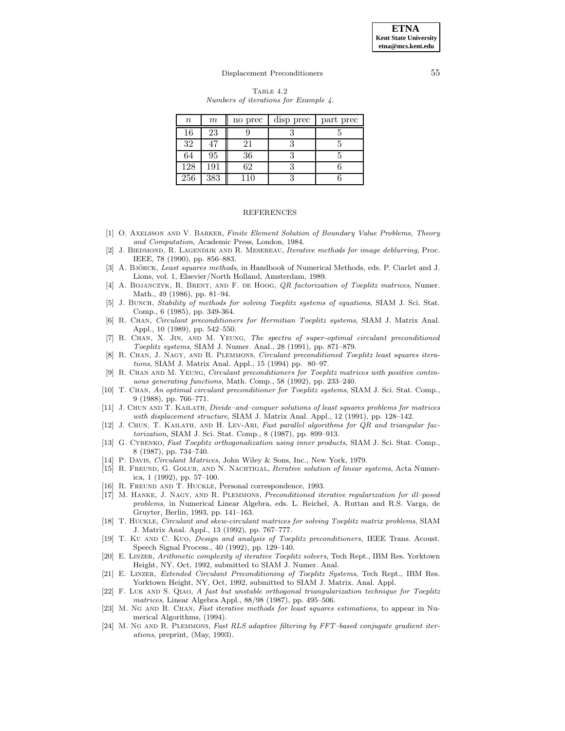TABLE 4.2
*Numbers of iterations for Example 4.*

| $n$ | $m$ | no prec | disp prec | part prec |
|---|---|---|---|---|
| 16 | 23 | 9 | 3 | 5 |
| 32 | 47 | 21 | 3 | 5 |
| 64 | 95 | 36 | 3 | 5 |
| 128 | 191 | 62 | 3 | 6 |
| 256 | 383 | 110 | 3 | 6 |

## REFERENCES

[1] O. Axelsson and V. Barker, *Finite Element Solution of Boundary Value Problems, Theory and Computation*, Academic Press, London, 1984.

[2] J. Biedmond, R. Lagendijk and R. Mesereau, *Iterative methods for image deblurring*, Proc. IEEE, 78 (1990), pp. 856–883.

[3] A. Björck, *Least squares methods*, in Handbook of Numerical Methods, eds. P. Ciarlet and J. Lions, vol. 1, Elsevier/North Holland, Amsterdam, 1989.

[4] A. Bojanczyk, R. Brent, and F. de Hoog, *QR factorization of Toeplitz matrices*, Numer. Math., 49 (1986), pp. 81–94.

[5] J. Bunch, *Stability of methods for solving Toeplitz systems of equations*, SIAM J. Sci. Stat. Comp., 6 (1985), pp. 349-364.

[6] R. Chan, *Circulant preconditioners for Hermitian Toeplitz systems*, SIAM J. Matrix Anal. Appl., 10 (1989), pp. 542–550.

[7] R. Chan, X. Jin, and M. Yeung, *The spectra of super-optimal circulant preconditioned Toeplitz systems*, SIAM J. Numer. Anal., 28 (1991), pp. 871–879.

[8] R. Chan, J. Nagy, and R. Plemmons, *Circulant preconditioned Toeplitz least squares iterations*, SIAM J. Matrix Anal. Appl., 15 (1994) pp. 80–97.

[9] R. Chan and M. Yeung, *Circulant preconditioners for Toeplitz matrices with positive continuous generating functions*, Math. Comp., 58 (1992), pp. 233–240.

[10] T. Chan, *An optimal circulant preconditioner for Toeplitz systems*, SIAM J. Sci. Stat. Comp., 9 (1988), pp. 766–771.

[11] J. Chun and T. Kailath, *Divide–and–conquer solutions of least squares problems for matrices with displacement structure*, SIAM J. Matrix Anal. Appl., 12 (1991), pp. 128–142.

[12] J. Chun, T. Kailath, and H. Lev-Ari, *Fast parallel algorithms for QR and triangular factorization*, SIAM J. Sci. Stat. Comp., 8 (1987), pp. 899–913.

[13] G. Cybenko, *Fast Toeplitz orthogonalization using inner products*, SIAM J. Sci. Stat. Comp., 8 (1987), pp. 734–740.

[14] P. Davis, *Circulant Matrices*, John Wiley & Sons, Inc., New York, 1979.

[15] R. Freund, G. Golub, and N. Nachtigal, *Iterative solution of linear systems*, Acta Numerica, 1 (1992), pp. 57–100.

[16] R. Freund and T. Huckle, Personal correspondence, 1993.

[17] M. Hanke, J. Nagy, and R. Plemmons, *Preconditioned iterative regularization for ill–posed problems*, in Numerical Linear Algebra, eds. L. Reichel, A. Ruttan and R.S. Varga, de Gruyter, Berlin, 1993, pp. 141–163.

[18] T. Huckle, *Circulant and skew-circulant matrices for solving Toeplitz matrix problems*, SIAM J. Matrix Anal. Appl., 13 (1992), pp. 767–777.

[19] T. Ku and C. Kuo, *Design and analysis of Toeplitz preconditioners*, IEEE Trans. Acoust. Speech Signal Process., 40 (1992), pp. 129–140.

[20] E. Linzer, *Arithmetic complexity of iterative Toeplitz solvers*, Tech Rept., IBM Res. Yorktown Height, NY, Oct, 1992, submitted to SIAM J. Numer. Anal.

[21] E. Linzer, *Extended Circulant Preconditioning of Toeplitz Systems*, Tech Rept., IBM Res. Yorktown Height, NY, Oct, 1992, submitted to SIAM J. Matrix. Anal. Appl.

[22] F. Luk and S. Qiao, *A fast but unstable orthogonal triangularization technique for Toeplitz matrices*, Linear Algebra Appl., 88/98 (1987), pp. 495–506.

[23] M. Ng and R. Chan, *Fast iterative methods for least squares estimations*, to appear in Numerical Algorithms, (1994).

[24] M. Ng and R. Plemmons, *Fast RLS adaptive filtering by FFT–based conjugate gradient iterations*, preprint, (May, 1993).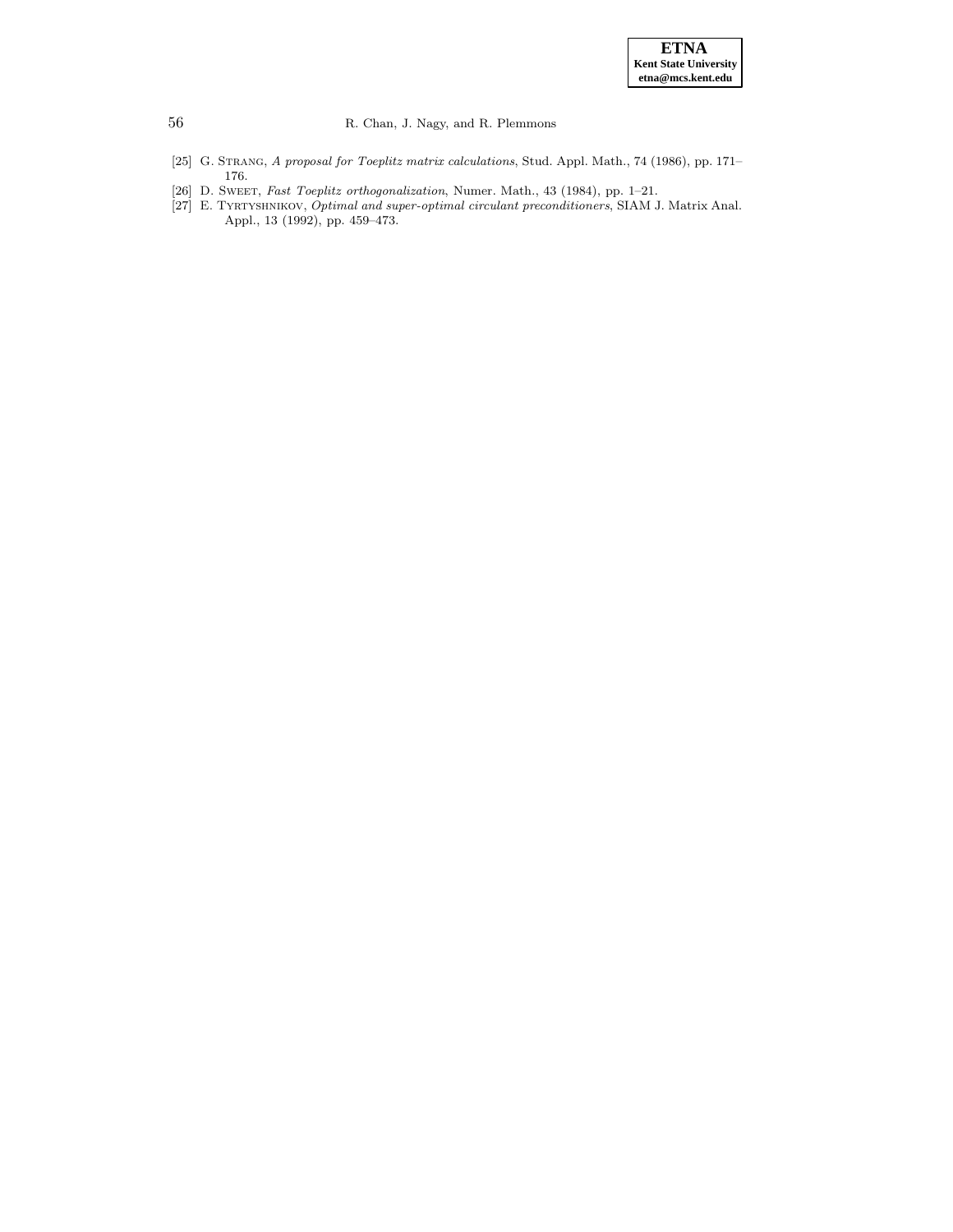[25] G. Strang, *A proposal for Toeplitz matrix calculations*, Stud. Appl. Math., 74 (1986), pp. 171–176.

[26] D. Sweet, *Fast Toeplitz orthogonalization*, Numer. Math., 43 (1984), pp. 1–21.

[27] E. Tyrtyshnikov, *Optimal and super-optimal circulant preconditioners*, SIAM J. Matrix Anal. Appl., 13 (1992), pp. 459–473.